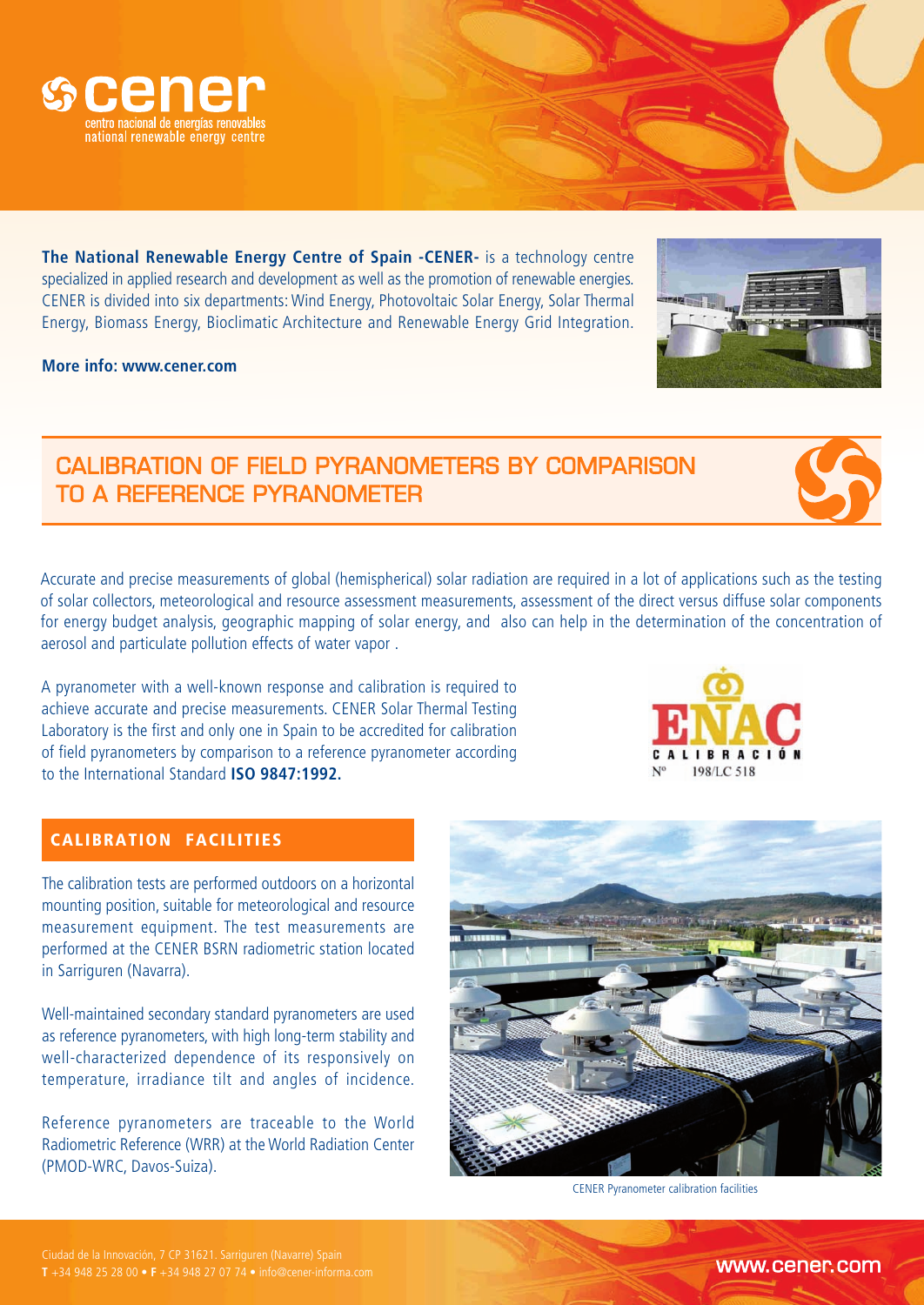cener

centro nacional de energías renovables
national renewable energy centre

**The National Renewable Energy Centre of Spain -CENER-** is a technology centre specialized in applied research and development as well as the promotion of renewable energies. CENER is divided into six departments: Wind Energy, Photovoltaic Solar Energy, Solar Thermal Energy, Biomass Energy, Bioclimatic Architecture and Renewable Energy Grid Integration.

**More info: www.cener.com**

# CALIBRATION OF FIELD PYRANOMETERS BY COMPARISON TO A REFERENCE PYRANOMETER

Accurate and precise measurements of global (hemispherical) solar radiation are required in a lot of applications such as the testing of solar collectors, meteorological and resource assessment measurements, assessment of the direct versus diffuse solar components for energy budget analysis, geographic mapping of solar energy, and also can help in the determination of the concentration of aerosol and particulate pollution effects of water vapor .

A pyranometer with a well-known response and calibration is required to achieve accurate and precise measurements. CENER Solar Thermal Testing Laboratory is the first and only one in Spain to be accredited for calibration of field pyranometers by comparison to a reference pyranometer according to the International Standard **ISO 9847:1992.**

ENAC CALIBRACIÓN Nº 198/LC 518

## CALIBRATION FACILITIES

The calibration tests are performed outdoors on a horizontal mounting position, suitable for meteorological and resource measurement equipment. The test measurements are performed at the CENER BSRN radiometric station located in Sarriguren (Navarra).

Well-maintained secondary standard pyranometers are used as reference pyranometers, with high long-term stability and well-characterized dependence of its responsively on temperature, irradiance tilt and angles of incidence.

Reference pyranometers are traceable to the World Radiometric Reference (WRR) at the World Radiation Center (PMOD-WRC, Davos-Suiza).

CENER Pyranometer calibration facilities

Ciudad de la Innovación, 7 CP 31621. Sarriguren (Navarre) Spain
**T** +34 948 25 28 00 • **F** +34 948 27 07 74 • info@cener-informa.com

www.cener.com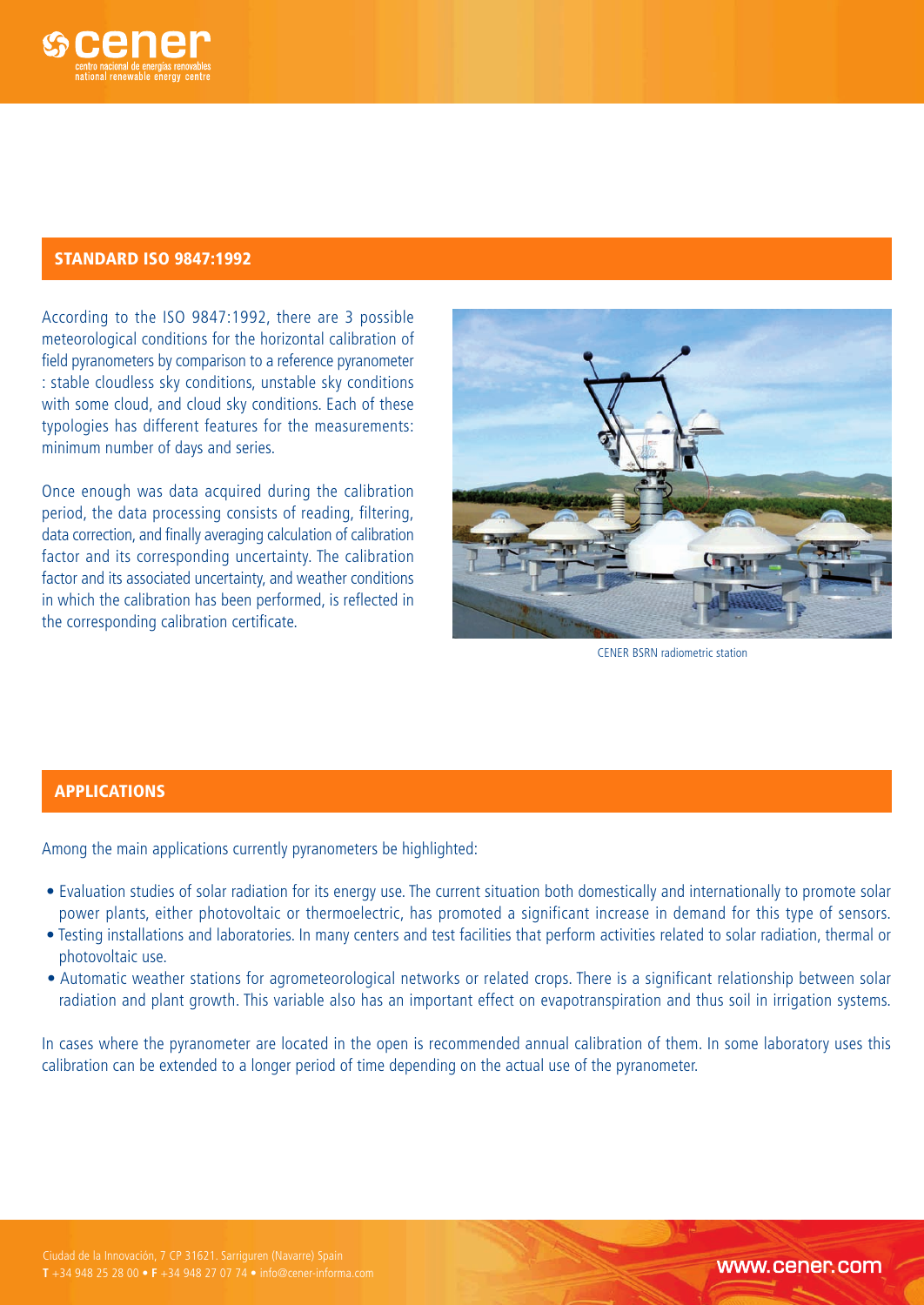## STANDARD ISO 9847:1992

According to the ISO 9847:1992, there are 3 possible meteorological conditions for the horizontal calibration of field pyranometers by comparison to a reference pyranometer : stable cloudless sky conditions, unstable sky conditions with some cloud, and cloud sky conditions. Each of these typologies has different features for the measurements: minimum number of days and series.

Once enough was data acquired during the calibration period, the data processing consists of reading, filtering, data correction, and finally averaging calculation of calibration factor and its corresponding uncertainty. The calibration factor and its associated uncertainty, and weather conditions in which the calibration has been performed, is reflected in the corresponding calibration certificate.

CENER BSRN radiometric station

## APPLICATIONS

Among the main applications currently pyranometers be highlighted:

- Evaluation studies of solar radiation for its energy use. The current situation both domestically and internationally to promote solar power plants, either photovoltaic or thermoelectric, has promoted a significant increase in demand for this type of sensors.
- Testing installations and laboratories. In many centers and test facilities that perform activities related to solar radiation, thermal or photovoltaic use.
- Automatic weather stations for agrometeorological networks or related crops. There is a significant relationship between solar radiation and plant growth. This variable also has an important effect on evapotranspiration and thus soil in irrigation systems.

In cases where the pyranometer are located in the open is recommended annual calibration of them. In some laboratory uses this calibration can be extended to a longer period of time depending on the actual use of the pyranometer.